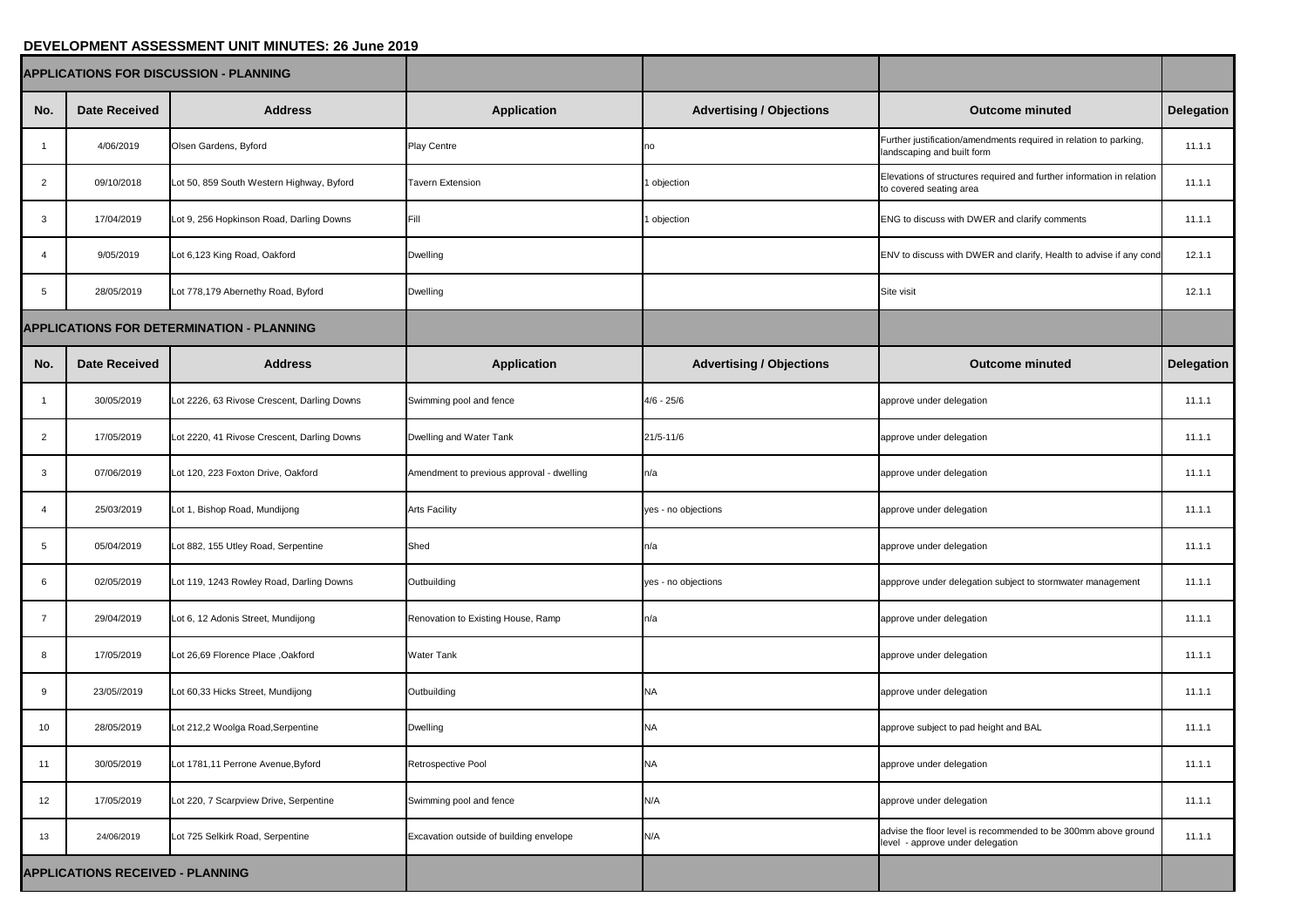**DEVELOPMENT ASSESSMENT UNIT MINUTES: 26 June 2019**

| **APPLICATIONS FOR DISCUSSION - PLANNING** | | | | | | |
|---|---|---|---|---|---|---|
| **No.** | **Date Received** | **Address** | **Application** | **Advertising / Objections** | **Outcome minuted** | **Delegation** |
| 1 | 4/06/2019 | Olsen Gardens, Byford | Play Centre | no | Further justification/amendments required in relation to parking, landscaping and built form | 11.1.1 |
| 2 | 09/10/2018 | Lot 50, 859 South Western Highway, Byford | Tavern Extension | 1 objection | Elevations of structures required and further information in relation to covered seating area | 11.1.1 |
| 3 | 17/04/2019 | Lot 9, 256 Hopkinson Road, Darling Downs | Fill | 1 objection | ENG to discuss with DWER and clarify comments | 11.1.1 |
| 4 | 9/05/2019 | Lot 6,123 King Road, Oakford | Dwelling | | ENV to discuss with DWER and clarify, Health to advise if any cond | 12.1.1 |
| 5 | 28/05/2019 | Lot 778,179 Abernethy Road, Byford | Dwelling | | Site visit | 12.1.1 |
| **APPLICATIONS FOR DETERMINATION - PLANNING** | | | | | | |
| **No.** | **Date Received** | **Address** | **Application** | **Advertising / Objections** | **Outcome minuted** | **Delegation** |
| 1 | 30/05/2019 | Lot 2226, 63 Rivose Crescent, Darling Downs | Swimming pool and fence | 4/6 - 25/6 | approve under delegation | 11.1.1 |
| 2 | 17/05/2019 | Lot 2220, 41 Rivose Crescent, Darling Downs | Dwelling and Water Tank | 21/5-11/6 | approve under delegation | 11.1.1 |
| 3 | 07/06/2019 | Lot 120, 223 Foxton Drive, Oakford | Amendment to previous approval - dwelling | n/a | approve under delegation | 11.1.1 |
| 4 | 25/03/2019 | Lot 1, Bishop Road, Mundijong | Arts Facility | yes - no objections | approve under delegation | 11.1.1 |
| 5 | 05/04/2019 | Lot 882, 155 Utley Road, Serpentine | Shed | n/a | approve under delegation | 11.1.1 |
| 6 | 02/05/2019 | Lot 119, 1243 Rowley Road, Darling Downs | Outbuilding | yes - no objections | appprove under delegation subject to stormwater management | 11.1.1 |
| 7 | 29/04/2019 | Lot 6, 12 Adonis Street, Mundijong | Renovation to Existing House, Ramp | n/a | approve under delegation | 11.1.1 |
| 8 | 17/05/2019 | Lot 26,69 Florence Place ,Oakford | Water Tank | | approve under delegation | 11.1.1 |
| 9 | 23/05//2019 | Lot 60,33 Hicks Street, Mundijong | Outbuilding | NA | approve under delegation | 11.1.1 |
| 10 | 28/05/2019 | Lot 212,2 Woolga Road,Serpentine | Dwelling | NA | approve subject to pad height and BAL | 11.1.1 |
| 11 | 30/05/2019 | Lot 1781,11 Perrone Avenue,Byford | Retrospective Pool | NA | approve under delegation | 11.1.1 |
| 12 | 17/05/2019 | Lot 220, 7 Scarpview Drive, Serpentine | Swimming pool and fence | N/A | approve under delegation | 11.1.1 |
| 13 | 24/06/2019 | Lot 725 Selkirk Road, Serpentine | Excavation outside of building envelope | N/A | advise the floor level is recommended to be 300mm above ground level - approve under delegation | 11.1.1 |
| **APPLICATIONS RECEIVED - PLANNING** | | | | | | |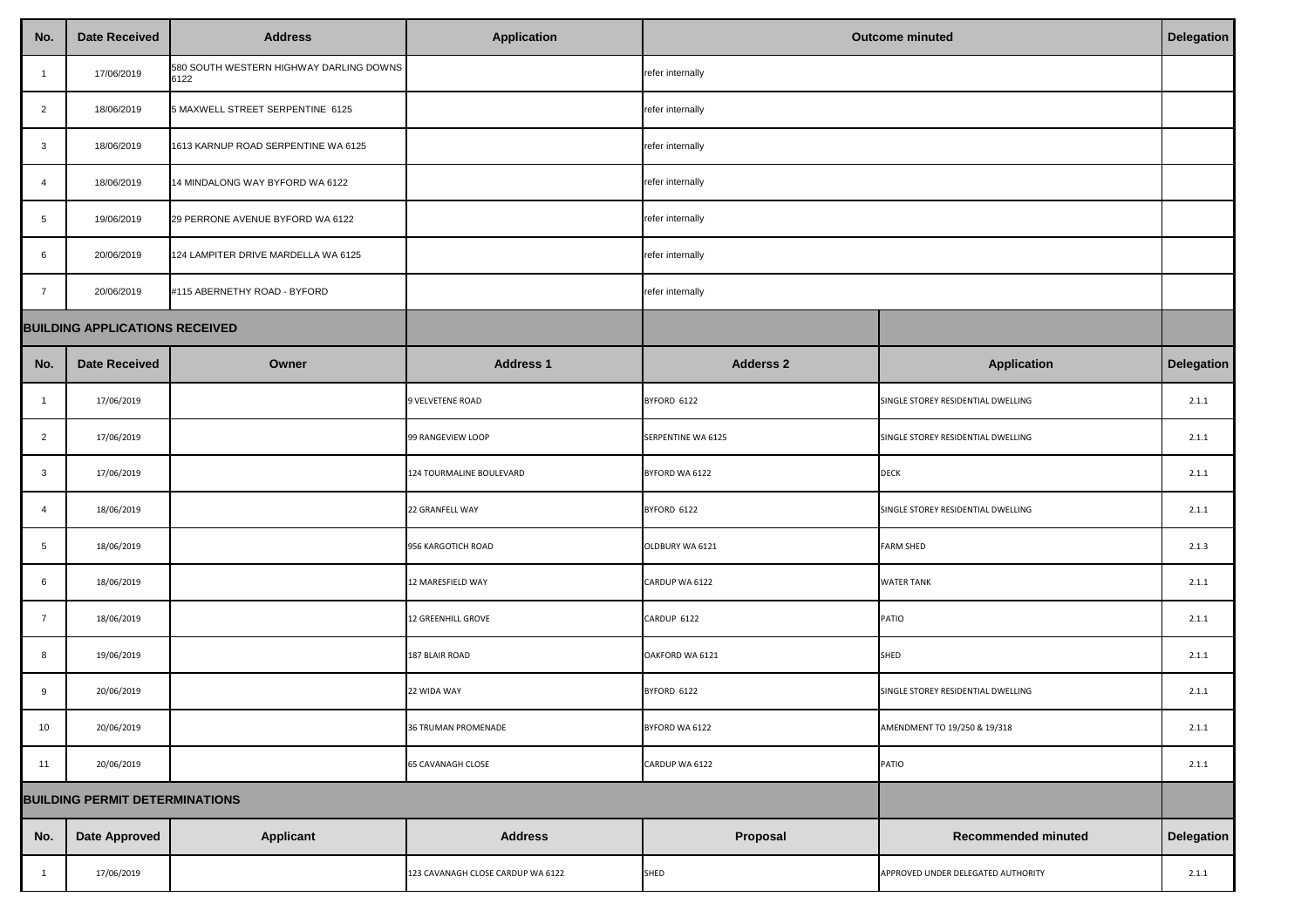| No. | Date Received | Address | Application | Outcome minuted | | Delegation |
|---|---|---|---|---|---|---|
| 1 | 17/06/2019 | 580 SOUTH WESTERN HIGHWAY DARLING DOWNS 6122 | | refer internally | | |
| 2 | 18/06/2019 | 5 MAXWELL STREET SERPENTINE 6125 | | refer internally | | |
| 3 | 18/06/2019 | 1613 KARNUP ROAD SERPENTINE WA 6125 | | refer internally | | |
| 4 | 18/06/2019 | 14 MINDALONG WAY BYFORD WA 6122 | | refer internally | | |
| 5 | 19/06/2019 | 29 PERRONE AVENUE BYFORD WA 6122 | | refer internally | | |
| 6 | 20/06/2019 | 124 LAMPITER DRIVE MARDELLA WA 6125 | | refer internally | | |
| 7 | 20/06/2019 | #115 ABERNETHY ROAD - BYFORD | | refer internally | | |

## BUILDING APPLICATIONS RECEIVED

| No. | Date Received | Owner | Address 1 | Adderss 2 | Application | Delegation |
|---|---|---|---|---|---|---|
| 1 | 17/06/2019 | | 9 VELVETENE ROAD | BYFORD 6122 | SINGLE STOREY RESIDENTIAL DWELLING | 2.1.1 |
| 2 | 17/06/2019 | | 99 RANGEVIEW LOOP | SERPENTINE WA 6125 | SINGLE STOREY RESIDENTIAL DWELLING | 2.1.1 |
| 3 | 17/06/2019 | | 124 TOURMALINE BOULEVARD | BYFORD WA 6122 | DECK | 2.1.1 |
| 4 | 18/06/2019 | | 22 GRANFELL WAY | BYFORD 6122 | SINGLE STOREY RESIDENTIAL DWELLING | 2.1.1 |
| 5 | 18/06/2019 | | 956 KARGOTICH ROAD | OLDBURY WA 6121 | FARM SHED | 2.1.3 |
| 6 | 18/06/2019 | | 12 MARESFIELD WAY | CARDUP WA 6122 | WATER TANK | 2.1.1 |
| 7 | 18/06/2019 | | 12 GREENHILL GROVE | CARDUP 6122 | PATIO | 2.1.1 |
| 8 | 19/06/2019 | | 187 BLAIR ROAD | OAKFORD WA 6121 | SHED | 2.1.1 |
| 9 | 20/06/2019 | | 22 WIDA WAY | BYFORD 6122 | SINGLE STOREY RESIDENTIAL DWELLING | 2.1.1 |
| 10 | 20/06/2019 | | 36 TRUMAN PROMENADE | BYFORD WA 6122 | AMENDMENT TO 19/250 & 19/318 | 2.1.1 |
| 11 | 20/06/2019 | | 65 CAVANAGH CLOSE | CARDUP WA 6122 | PATIO | 2.1.1 |

## BUILDING PERMIT DETERMINATIONS

| No. | Date Approved | Applicant | Address | Proposal | Recommended minuted | Delegation |
|---|---|---|---|---|---|---|
| 1 | 17/06/2019 | | 123 CAVANAGH CLOSE CARDUP WA 6122 | SHED | APPROVED UNDER DELEGATED AUTHORITY | 2.1.1 |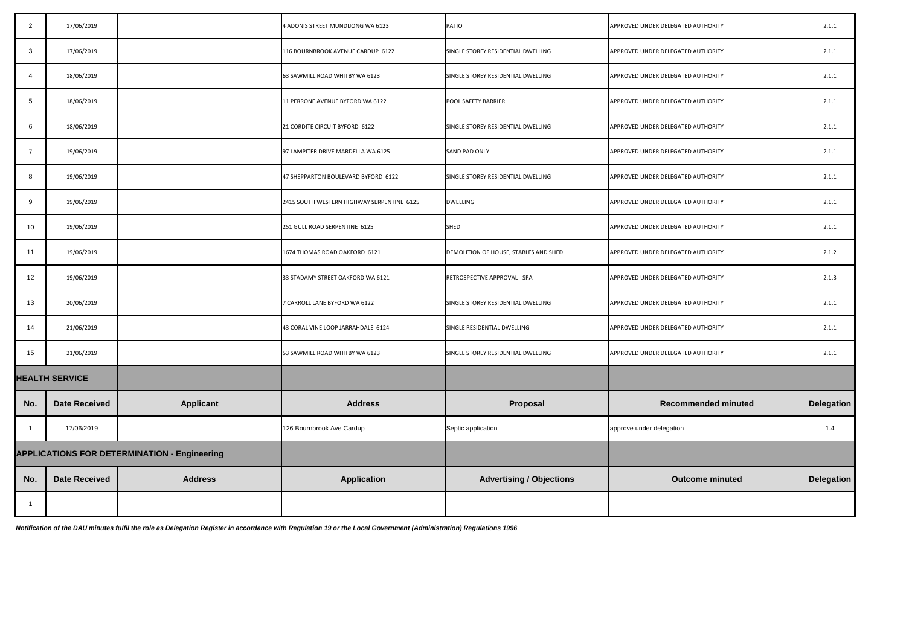| | | | | | | |
|---|---|---|---|---|---|---|
| 2 | 17/06/2019 | | 4 ADONIS STREET MUNDIJONG WA 6123 | PATIO | APPROVED UNDER DELEGATED AUTHORITY | 2.1.1 |
| 3 | 17/06/2019 | | 116 BOURNBROOK AVENUE CARDUP 6122 | SINGLE STOREY RESIDENTIAL DWELLING | APPROVED UNDER DELEGATED AUTHORITY | 2.1.1 |
| 4 | 18/06/2019 | | 63 SAWMILL ROAD WHITBY WA 6123 | SINGLE STOREY RESIDENTIAL DWELLING | APPROVED UNDER DELEGATED AUTHORITY | 2.1.1 |
| 5 | 18/06/2019 | | 11 PERRONE AVENUE BYFORD WA 6122 | POOL SAFETY BARRIER | APPROVED UNDER DELEGATED AUTHORITY | 2.1.1 |
| 6 | 18/06/2019 | | 21 CORDITE CIRCUIT BYFORD 6122 | SINGLE STOREY RESIDENTIAL DWELLING | APPROVED UNDER DELEGATED AUTHORITY | 2.1.1 |
| 7 | 19/06/2019 | | 97 LAMPITER DRIVE MARDELLA WA 6125 | SAND PAD ONLY | APPROVED UNDER DELEGATED AUTHORITY | 2.1.1 |
| 8 | 19/06/2019 | | 47 SHEPPARTON BOULEVARD BYFORD 6122 | SINGLE STOREY RESIDENTIAL DWELLING | APPROVED UNDER DELEGATED AUTHORITY | 2.1.1 |
| 9 | 19/06/2019 | | 2415 SOUTH WESTERN HIGHWAY SERPENTINE 6125 | DWELLING | APPROVED UNDER DELEGATED AUTHORITY | 2.1.1 |
| 10 | 19/06/2019 | | 251 GULL ROAD SERPENTINE 6125 | SHED | APPROVED UNDER DELEGATED AUTHORITY | 2.1.1 |
| 11 | 19/06/2019 | | 1674 THOMAS ROAD OAKFORD 6121 | DEMOLITION OF HOUSE, STABLES AND SHED | APPROVED UNDER DELEGATED AUTHORITY | 2.1.2 |
| 12 | 19/06/2019 | | 33 STADAMY STREET OAKFORD WA 6121 | RETROSPECTIVE APPROVAL - SPA | APPROVED UNDER DELEGATED AUTHORITY | 2.1.3 |
| 13 | 20/06/2019 | | 7 CARROLL LANE BYFORD WA 6122 | SINGLE STOREY RESIDENTIAL DWELLING | APPROVED UNDER DELEGATED AUTHORITY | 2.1.1 |
| 14 | 21/06/2019 | | 43 CORAL VINE LOOP JARRAHDALE 6124 | SINGLE RESIDENTIAL DWELLING | APPROVED UNDER DELEGATED AUTHORITY | 2.1.1 |
| 15 | 21/06/2019 | | 53 SAWMILL ROAD WHITBY WA 6123 | SINGLE STOREY RESIDENTIAL DWELLING | APPROVED UNDER DELEGATED AUTHORITY | 2.1.1 |

**HEALTH SERVICE**

| No. | Date Received | Applicant | Address | Proposal | Recommended minuted | Delegation |
|---|---|---|---|---|---|---|
| 1 | 17/06/2019 | | 126 Bournbrook Ave Cardup | Septic application | approve under delegation | 1.4 |

**APPLICATIONS FOR DETERMINATION - Engineering**

| No. | Date Received | Address | Application | Advertising / Objections | Outcome minuted | Delegation |
|---|---|---|---|---|---|---|
| 1 | | | | | | |

***Notification of the DAU minutes fulfil the role as Delegation Register in accordance with Regulation 19 or the Local Government (Administration) Regulations 1996***